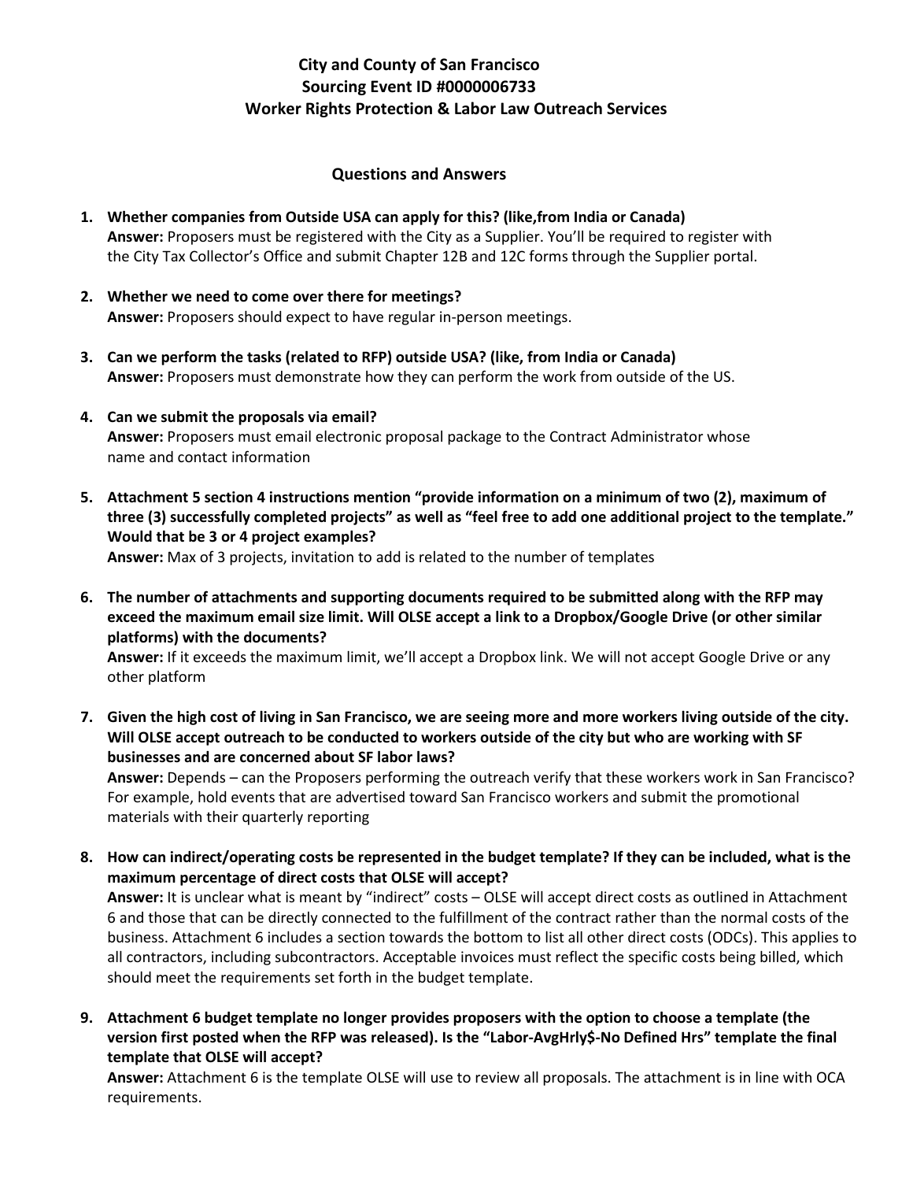# City and County of San Francisco
## Sourcing Event ID #0000006733
## Worker Rights Protection & Labor Law Outreach Services

### Questions and Answers

1. **Whether companies from Outside USA can apply for this? (like,from India or Canada)**
   **Answer:** Proposers must be registered with the City as a Supplier. You'll be required to register with the City Tax Collector's Office and submit Chapter 12B and 12C forms through the Supplier portal.

2. **Whether we need to come over there for meetings?**
   **Answer:** Proposers should expect to have regular in-person meetings.

3. **Can we perform the tasks (related to RFP) outside USA? (like, from India or Canada)**
   **Answer:** Proposers must demonstrate how they can perform the work from outside of the US.

4. **Can we submit the proposals via email?**
   **Answer:** Proposers must email electronic proposal package to the Contract Administrator whose name and contact information

5. **Attachment 5 section 4 instructions mention "provide information on a minimum of two (2), maximum of three (3) successfully completed projects" as well as "feel free to add one additional project to the template." Would that be 3 or 4 project examples?**
   **Answer:** Max of 3 projects, invitation to add is related to the number of templates

6. **The number of attachments and supporting documents required to be submitted along with the RFP may exceed the maximum email size limit. Will OLSE accept a link to a Dropbox/Google Drive (or other similar platforms) with the documents?**
   **Answer:** If it exceeds the maximum limit, we'll accept a Dropbox link. We will not accept Google Drive or any other platform

7. **Given the high cost of living in San Francisco, we are seeing more and more workers living outside of the city. Will OLSE accept outreach to be conducted to workers outside of the city but who are working with SF businesses and are concerned about SF labor laws?**
   **Answer:** Depends – can the Proposers performing the outreach verify that these workers work in San Francisco? For example, hold events that are advertised toward San Francisco workers and submit the promotional materials with their quarterly reporting

8. **How can indirect/operating costs be represented in the budget template? If they can be included, what is the maximum percentage of direct costs that OLSE will accept?**
   **Answer:** It is unclear what is meant by "indirect" costs – OLSE will accept direct costs as outlined in Attachment 6 and those that can be directly connected to the fulfillment of the contract rather than the normal costs of the business. Attachment 6 includes a section towards the bottom to list all other direct costs (ODCs). This applies to all contractors, including subcontractors. Acceptable invoices must reflect the specific costs being billed, which should meet the requirements set forth in the budget template.

9. **Attachment 6 budget template no longer provides proposers with the option to choose a template (the version first posted when the RFP was released). Is the "Labor-AvgHrly$-No Defined Hrs" template the final template that OLSE will accept?**
   **Answer:** Attachment 6 is the template OLSE will use to review all proposals. The attachment is in line with OCA requirements.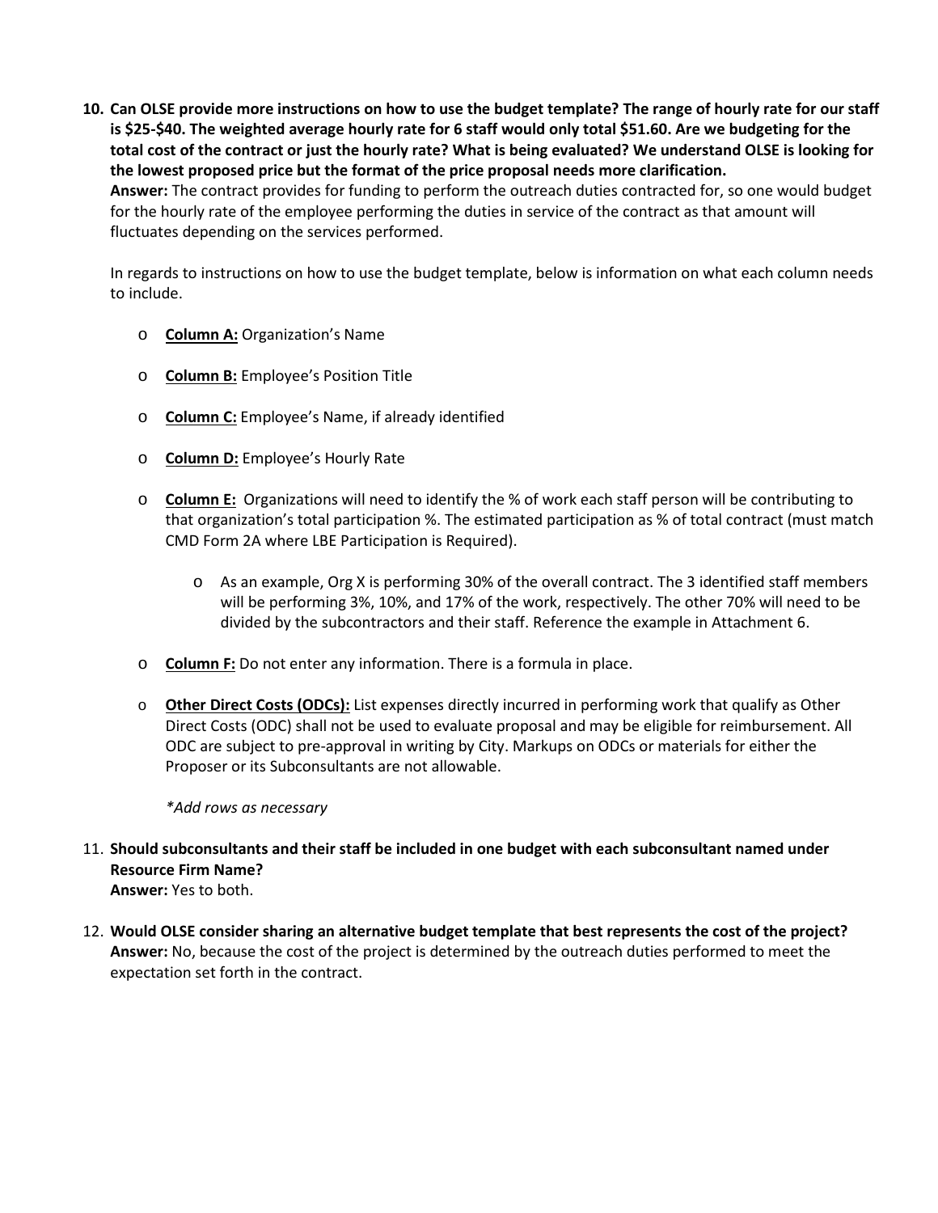10. **Can OLSE provide more instructions on how to use the budget template? The range of hourly rate for our staff is $25-$40. The weighted average hourly rate for 6 staff would only total $51.60. Are we budgeting for the total cost of the contract or just the hourly rate? What is being evaluated? We understand OLSE is looking for the lowest proposed price but the format of the price proposal needs more clarification.**
    **Answer:** The contract provides for funding to perform the outreach duties contracted for, so one would budget for the hourly rate of the employee performing the duties in service of the contract as that amount will fluctuates depending on the services performed.

    In regards to instructions on how to use the budget template, below is information on what each column needs to include.

    - **<u>Column A:</u>** Organization's Name
    - **<u>Column B:</u>** Employee's Position Title
    - **<u>Column C:</u>** Employee's Name, if already identified
    - **<u>Column D:</u>** Employee's Hourly Rate
    - **<u>Column E:</u>** Organizations will need to identify the % of work each staff person will be contributing to that organization's total participation %. The estimated participation as % of total contract (must match CMD Form 2A where LBE Participation is Required).
        - As an example, Org X is performing 30% of the overall contract. The 3 identified staff members will be performing 3%, 10%, and 17% of the work, respectively. The other 70% will need to be divided by the subcontractors and their staff. Reference the example in Attachment 6.
    - **<u>Column F:</u>** Do not enter any information. There is a formula in place.
    - **<u>Other Direct Costs (ODCs):</u>** List expenses directly incurred in performing work that qualify as Other Direct Costs (ODC) shall not be used to evaluate proposal and may be eligible for reimbursement. All ODC are subject to pre-approval in writing by City. Markups on ODCs or materials for either the Proposer or its Subconsultants are not allowable.

      *\*Add rows as necessary*

11. **Should subconsultants and their staff be included in one budget with each subconsultant named under Resource Firm Name?**
    **Answer:** Yes to both.

12. **Would OLSE consider sharing an alternative budget template that best represents the cost of the project?**
    **Answer:** No, because the cost of the project is determined by the outreach duties performed to meet the expectation set forth in the contract.